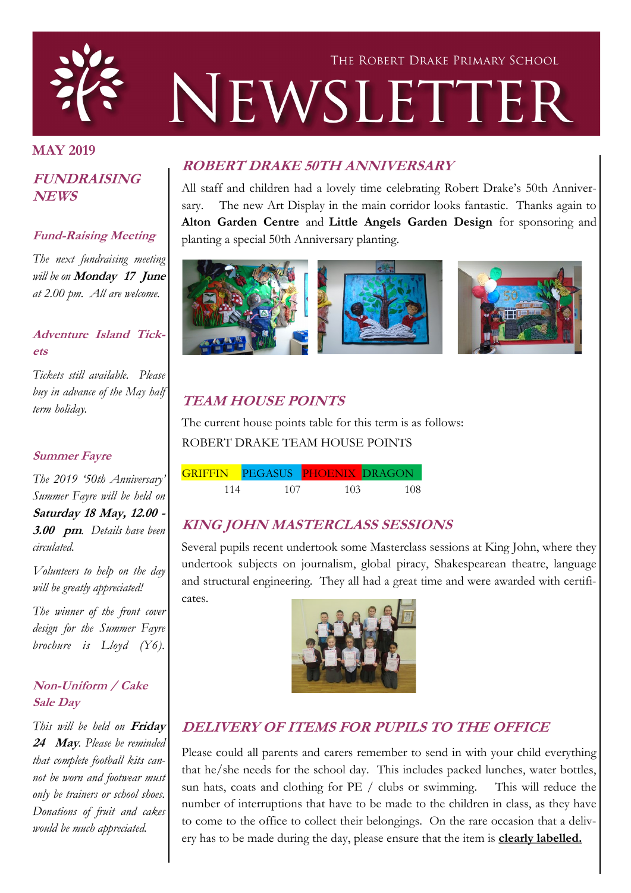# THE ROBERT DRAKE PRIMARY SCHOOL NEWSLETTER

**MAY 2019**

## FUNDRAISING NEWS

### Fund-Raising Meeting

*The next fundraising meeting will be on* ***Monday 17 June*** *at 2.00 pm. All are welcome.*

### Adventure Island Tickets

*Tickets still available. Please buy in advance of the May half term holiday.*

### Summer Fayre

*The 2019 '50th Anniversary' Summer Fayre will be held on* ***Saturday 18 May, 12.00 - 3.00 pm****. Details have been circulated.*

*Volunteers to help on the day will be greatly appreciated!*

*The winner of the front cover design for the Summer Fayre brochure is Lloyd (Y6).*

### Non-Uniform / Cake Sale Day

*This will be held on* ***Friday 24 May****. Please be reminded that complete football kits cannot be worn and footwear must only be trainers or school shoes. Donations of fruit and cakes would be much appreciated.*

## ROBERT DRAKE 50TH ANNIVERSARY

All staff and children had a lovely time celebrating Robert Drake's 50th Anniversary. The new Art Display in the main corridor looks fantastic. Thanks again to **Alton Garden Centre** and **Little Angels Garden Design** for sponsoring and planting a special 50th Anniversary planting.

## TEAM HOUSE POINTS

The current house points table for this term is as follows:

ROBERT DRAKE TEAM HOUSE POINTS

| GRIFFIN | PEGASUS | PHOENIX | DRAGON |
|---|---|---|---|
| 114 | 107 | 103 | 108 |

## KING JOHN MASTERCLASS SESSIONS

Several pupils recent undertook some Masterclass sessions at King John, where they undertook subjects on journalism, global piracy, Shakespearean theatre, language and structural engineering. They all had a great time and were awarded with certificates.

## DELIVERY OF ITEMS FOR PUPILS TO THE OFFICE

Please could all parents and carers remember to send in with your child everything that he/she needs for the school day. This includes packed lunches, water bottles, sun hats, coats and clothing for PE / clubs or swimming. This will reduce the number of interruptions that have to be made to the children in class, as they have to come to the office to collect their belongings. On the rare occasion that a delivery has to be made during the day, please ensure that the item is **clearly labelled.**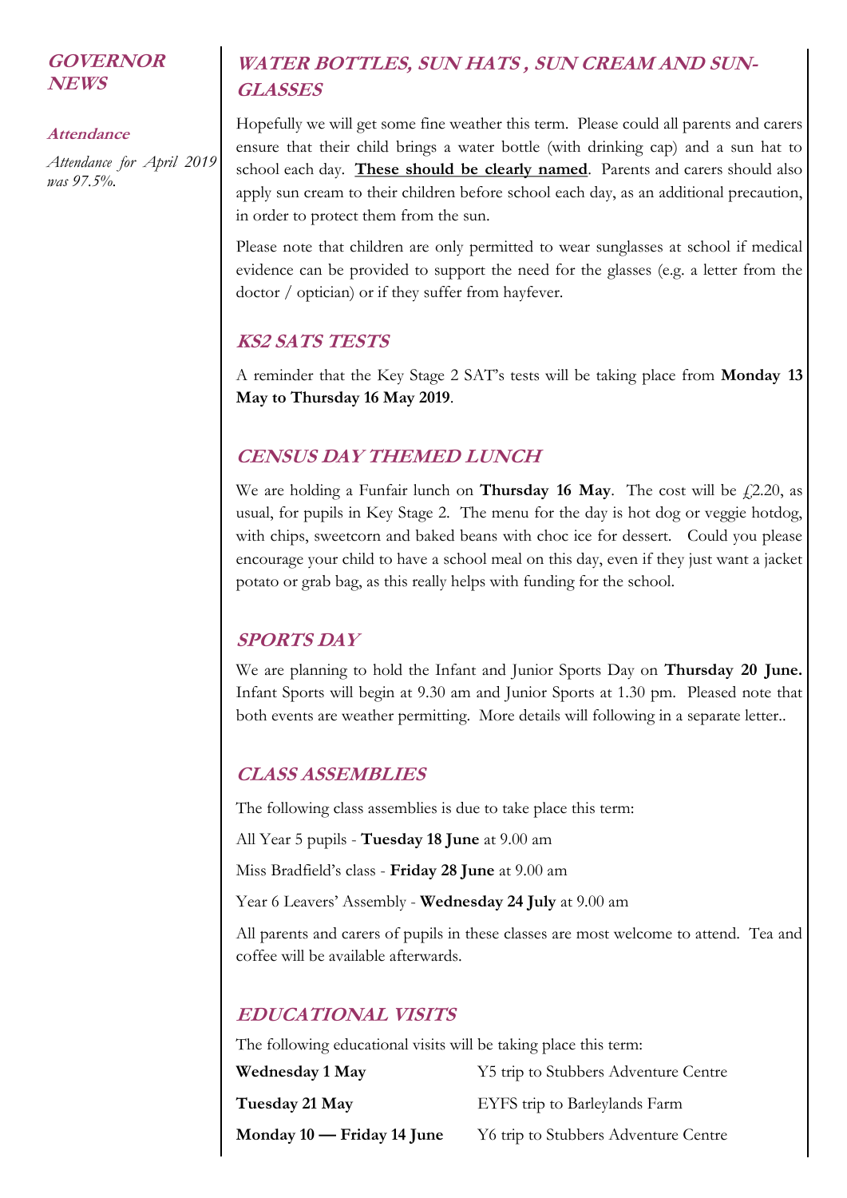## GOVERNOR NEWS

### Attendance

*Attendance for April 2019 was 97.5%.*

## WATER BOTTLES, SUN HATS , SUN CREAM AND SUN-GLASSES

Hopefully we will get some fine weather this term. Please could all parents and carers ensure that their child brings a water bottle (with drinking cap) and a sun hat to school each day. **These should be clearly named**. Parents and carers should also apply sun cream to their children before school each day, as an additional precaution, in order to protect them from the sun.

Please note that children are only permitted to wear sunglasses at school if medical evidence can be provided to support the need for the glasses (e.g. a letter from the doctor / optician) or if they suffer from hayfever.

## KS2 SATS TESTS

A reminder that the Key Stage 2 SAT's tests will be taking place from **Monday 13 May to Thursday 16 May 2019**.

## CENSUS DAY THEMED LUNCH

We are holding a Funfair lunch on **Thursday 16 May**. The cost will be £2.20, as usual, for pupils in Key Stage 2. The menu for the day is hot dog or veggie hotdog, with chips, sweetcorn and baked beans with choc ice for dessert. Could you please encourage your child to have a school meal on this day, even if they just want a jacket potato or grab bag, as this really helps with funding for the school.

## SPORTS DAY

We are planning to hold the Infant and Junior Sports Day on **Thursday 20 June.** Infant Sports will begin at 9.30 am and Junior Sports at 1.30 pm. Pleased note that both events are weather permitting. More details will following in a separate letter..

## CLASS ASSEMBLIES

The following class assemblies is due to take place this term:

All Year 5 pupils - **Tuesday 18 June** at 9.00 am

Miss Bradfield's class - **Friday 28 June** at 9.00 am

Year 6 Leavers' Assembly - **Wednesday 24 July** at 9.00 am

All parents and carers of pupils in these classes are most welcome to attend. Tea and coffee will be available afterwards.

## EDUCATIONAL VISITS

The following educational visits will be taking place this term:

| | |
|---|---|
| **Wednesday 1 May** | Y5 trip to Stubbers Adventure Centre |
| **Tuesday 21 May** | EYFS trip to Barleylands Farm |
| **Monday 10 — Friday 14 June** | Y6 trip to Stubbers Adventure Centre |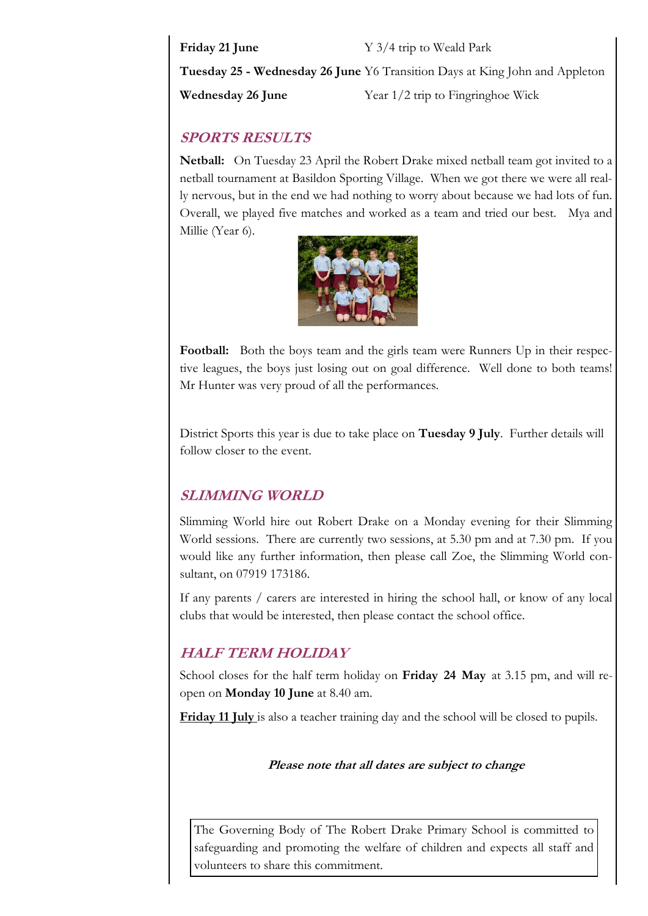| | |
|---|---|
| **Friday 21 June** | Y 3/4 trip to Weald Park |
| **Tuesday 25 - Wednesday 26 June** | Y6 Transition Days at King John and Appleton |
| **Wednesday 26 June** | Year 1/2 trip to Fingringhoe Wick |

## *SPORTS RESULTS*

**Netball:** On Tuesday 23 April the Robert Drake mixed netball team got invited to a netball tournament at Basildon Sporting Village. When we got there we were all really nervous, but in the end we had nothing to worry about because we had lots of fun. Overall, we played five matches and worked as a team and tried our best. Mya and Millie (Year 6).

**Football:** Both the boys team and the girls team were Runners Up in their respective leagues, the boys just losing out on goal difference. Well done to both teams! Mr Hunter was very proud of all the performances.

District Sports this year is due to take place on **Tuesday 9 July**. Further details will follow closer to the event.

## *SLIMMING WORLD*

Slimming World hire out Robert Drake on a Monday evening for their Slimming World sessions. There are currently two sessions, at 5.30 pm and at 7.30 pm. If you would like any further information, then please call Zoe, the Slimming World consultant, on 07919 173186.

If any parents / carers are interested in hiring the school hall, or know of any local clubs that would be interested, then please contact the school office.

## *HALF TERM HOLIDAY*

School closes for the half term holiday on **Friday 24 May** at 3.15 pm, and will reopen on **Monday 10 June** at 8.40 am.

**Friday 11 July** is also a teacher training day and the school will be closed to pupils.

***Please note that all dates are subject to change***

The Governing Body of The Robert Drake Primary School is committed to safeguarding and promoting the welfare of children and expects all staff and volunteers to share this commitment.